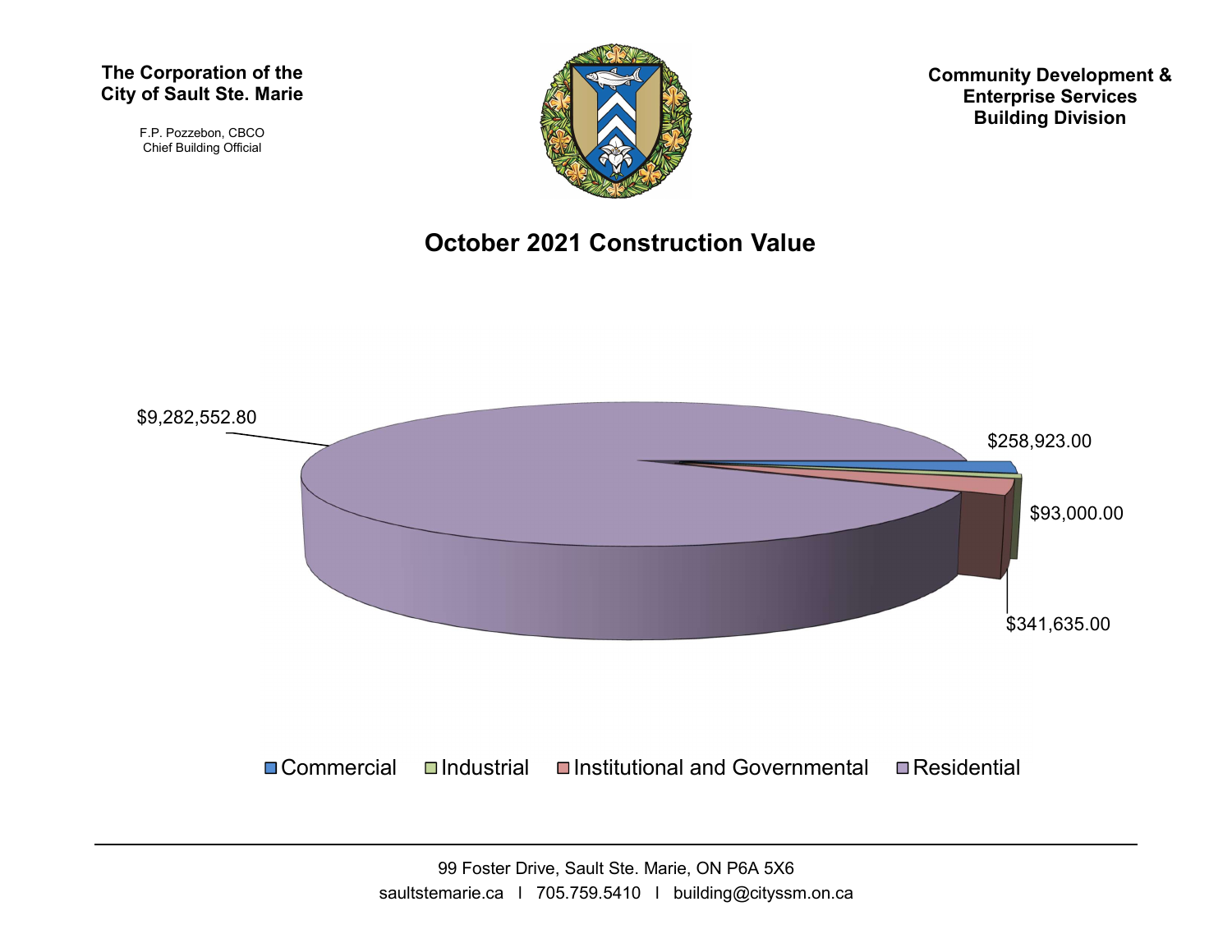**The Corporation of the City of Sault Ste. Marie**

F.P. Pozzebon, CBCO
Chief Building Official

**Community Development & Enterprise Services Building Division**

# October 2021 Construction Value

$9,282,552.80

$258,923.00

$93,000.00

$341,635.00

Commercial | Industrial | Institutional and Governmental | Residential

99 Foster Drive, Sault Ste. Marie, ON P6A 5X6
saultstemarie.ca | 705.759.5410 | building@cityssm.on.ca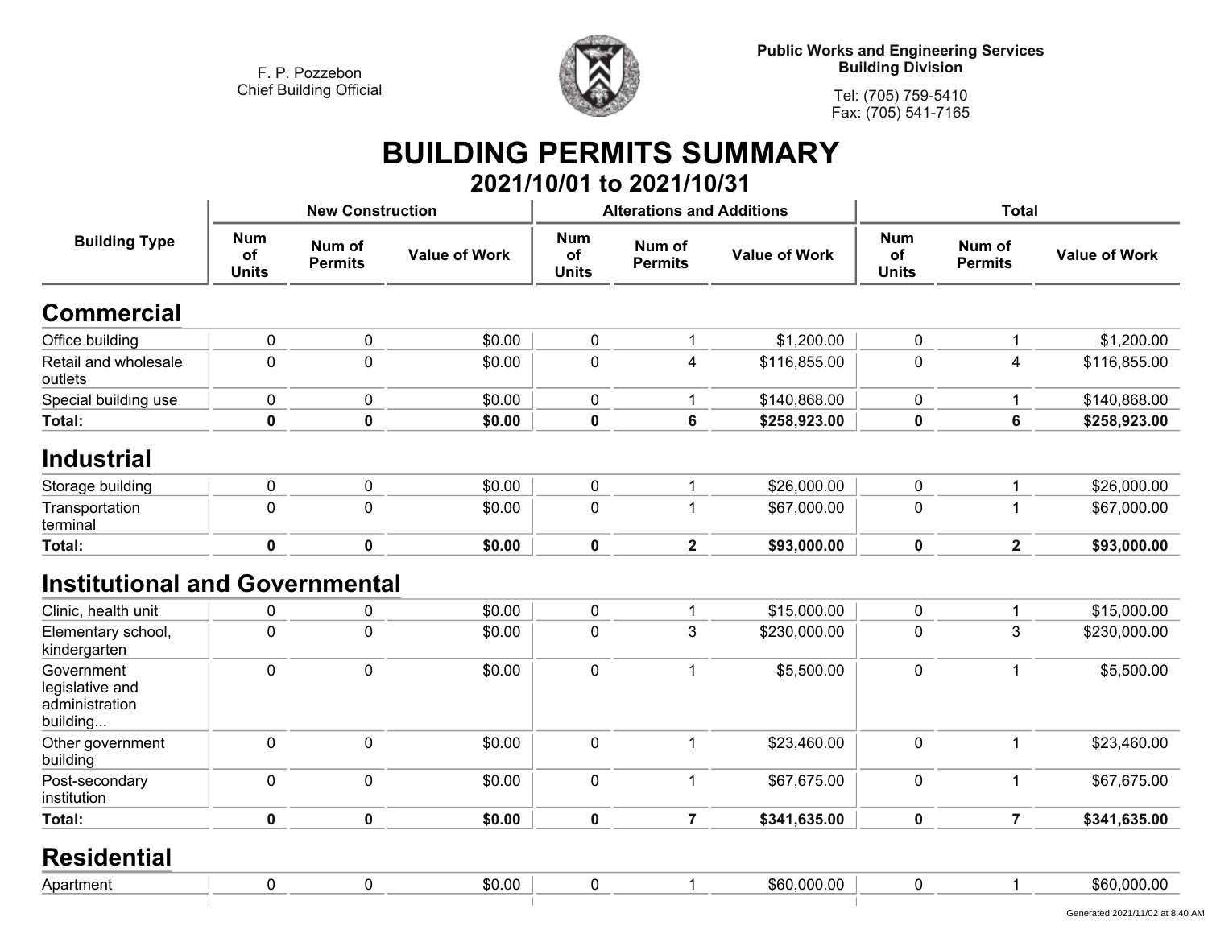F. P. Pozzebon
Chief Building Official

**Public Works and Engineering Services**
**Building Division**

Tel: (705) 759-5410
Fax: (705) 541-7165

# BUILDING PERMITS SUMMARY

## 2021/10/01 to 2021/10/31

| Building Type | New Construction | | | Alterations and Additions | | | Total | | |
|---|---|---|---|---|---|---|---|---|---|
| | Num of Units | Num of Permits | Value of Work | Num of Units | Num of Permits | Value of Work | Num of Units | Num of Permits | Value of Work |
| **Commercial** | | | | | | | | | |
| Office building | 0 | 0 | $0.00 | 0 | 1 | $1,200.00 | 0 | 1 | $1,200.00 |
| Retail and wholesale outlets | 0 | 0 | $0.00 | 0 | 4 | $116,855.00 | 0 | 4 | $116,855.00 |
| Special building use | 0 | 0 | $0.00 | 0 | 1 | $140,868.00 | 0 | 1 | $140,868.00 |
| **Total:** | **0** | **0** | **$0.00** | **0** | **6** | **$258,923.00** | **0** | **6** | **$258,923.00** |
| **Industrial** | | | | | | | | | |
| Storage building | 0 | 0 | $0.00 | 0 | 1 | $26,000.00 | 0 | 1 | $26,000.00 |
| Transportation terminal | 0 | 0 | $0.00 | 0 | 1 | $67,000.00 | 0 | 1 | $67,000.00 |
| **Total:** | **0** | **0** | **$0.00** | **0** | **2** | **$93,000.00** | **0** | **2** | **$93,000.00** |
| **Institutional and Governmental** | | | | | | | | | |
| Clinic, health unit | 0 | 0 | $0.00 | 0 | 1 | $15,000.00 | 0 | 1 | $15,000.00 |
| Elementary school, kindergarten | 0 | 0 | $0.00 | 0 | 3 | $230,000.00 | 0 | 3 | $230,000.00 |
| Government legislative and administration building... | 0 | 0 | $0.00 | 0 | 1 | $5,500.00 | 0 | 1 | $5,500.00 |
| Other government building | 0 | 0 | $0.00 | 0 | 1 | $23,460.00 | 0 | 1 | $23,460.00 |
| Post-secondary institution | 0 | 0 | $0.00 | 0 | 1 | $67,675.00 | 0 | 1 | $67,675.00 |
| **Total:** | **0** | **0** | **$0.00** | **0** | **7** | **$341,635.00** | **0** | **7** | **$341,635.00** |
| **Residential** | | | | | | | | | |
| Apartment | 0 | 0 | $0.00 | 0 | 1 | $60,000.00 | 0 | 1 | $60,000.00 |

Generated 2021/11/02 at 8:40 AM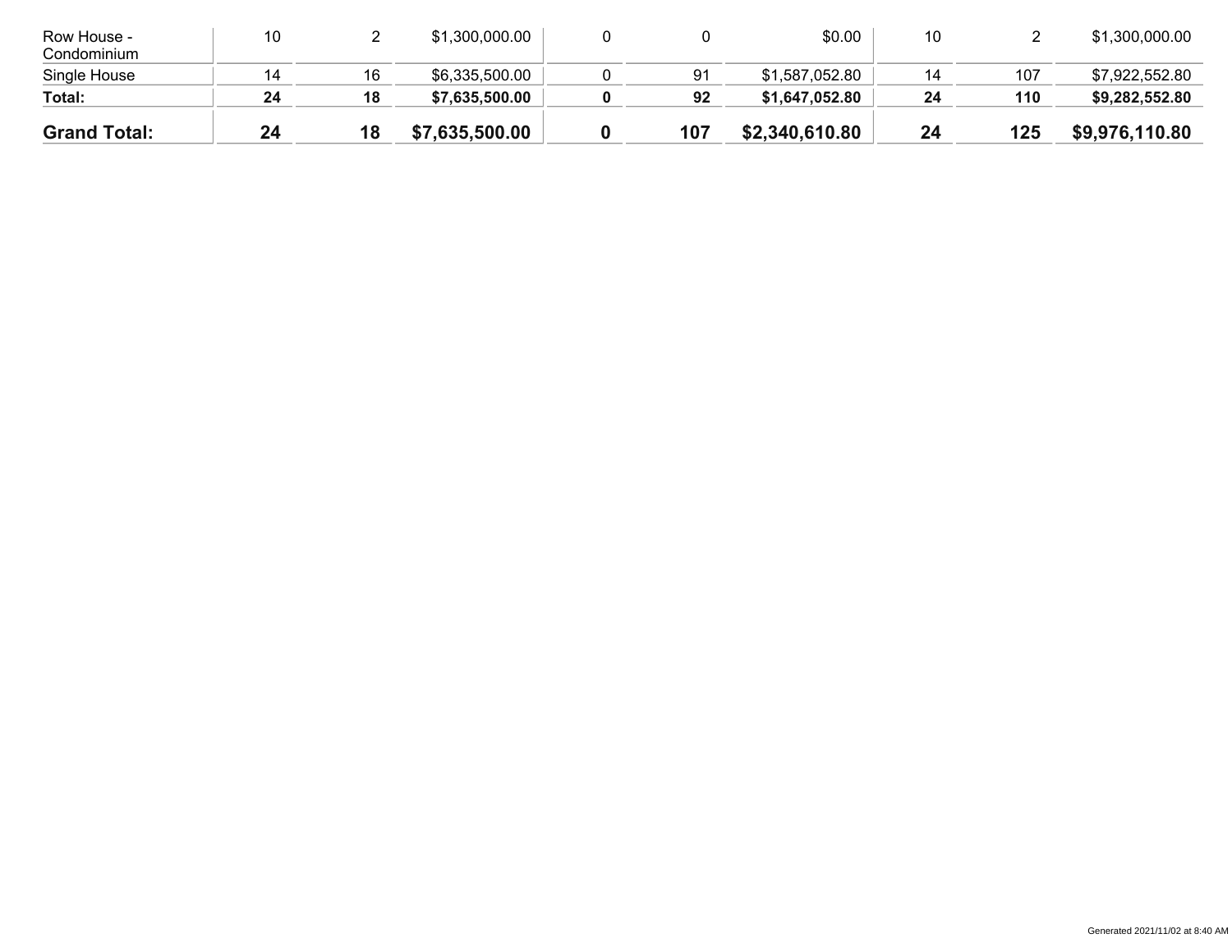| | | | | | | | | | |
|---|---|---|---|---|---|---|---|---|---|
| Row House - Condominium | 10 | 2 | $1,300,000.00 | 0 | 0 | $0.00 | 10 | 2 | $1,300,000.00 |
| Single House | 14 | 16 | $6,335,500.00 | 0 | 91 | $1,587,052.80 | 14 | 107 | $7,922,552.80 |
| **Total:** | **24** | **18** | **$7,635,500.00** | **0** | **92** | **$1,647,052.80** | **24** | **110** | **$9,282,552.80** |
| **Grand Total:** | **24** | **18** | **$7,635,500.00** | **0** | **107** | **$2,340,610.80** | **24** | **125** | **$9,976,110.80** |

Generated 2021/11/02 at 8:40 AM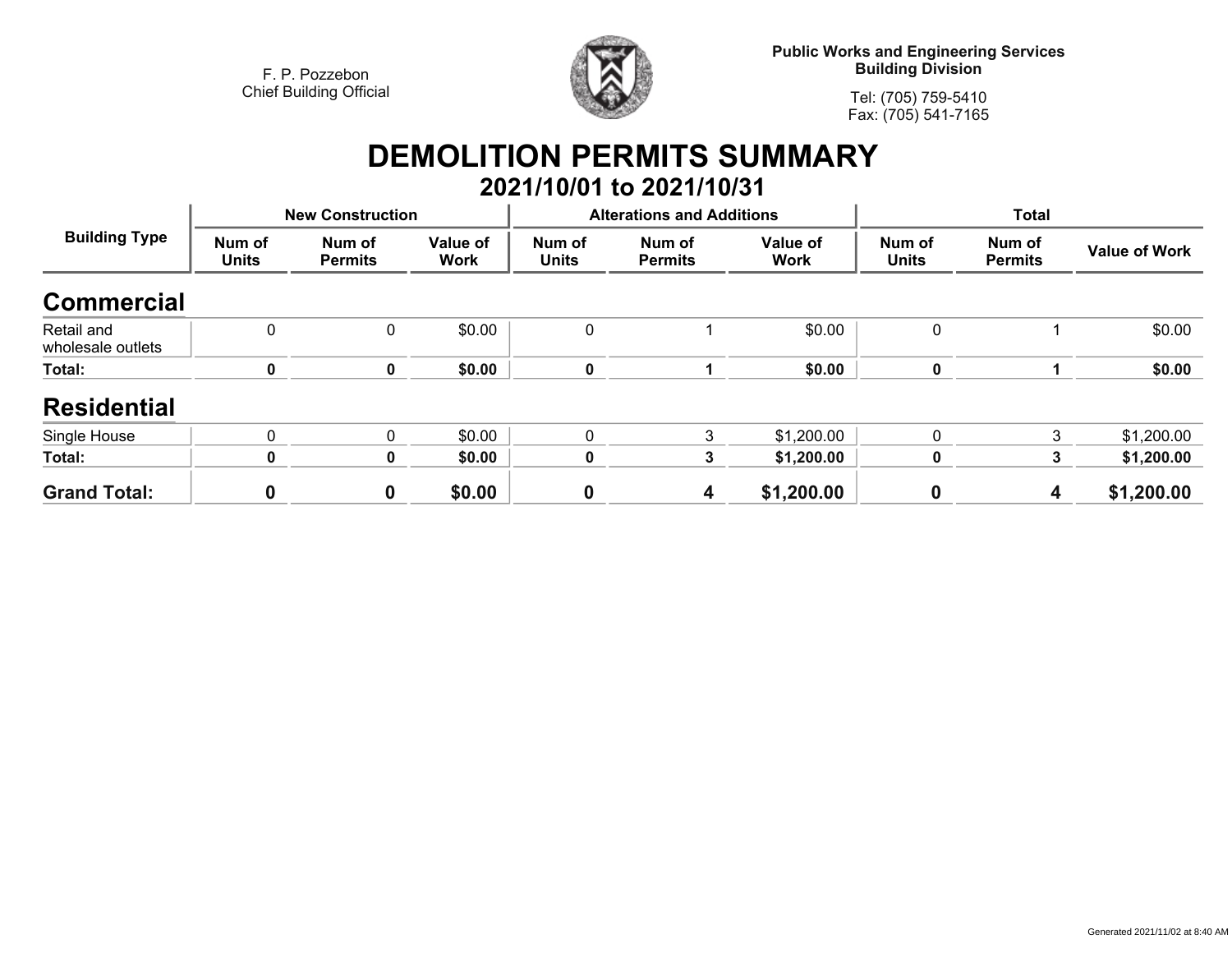F. P. Pozzebon
Chief Building Official

**Public Works and Engineering Services**
**Building Division**

Tel: (705) 759-5410
Fax: (705) 541-7165

# DEMOLITION PERMITS SUMMARY

## 2021/10/01 to 2021/10/31

| Building Type | New Construction | | | Alterations and Additions | | | Total | | |
|---|---|---|---|---|---|---|---|---|---|
| | Num of Units | Num of Permits | Value of Work | Num of Units | Num of Permits | Value of Work | Num of Units | Num of Permits | Value of Work |
| **Commercial** | | | | | | | | | |
| Retail and wholesale outlets | 0 | 0 | $0.00 | 0 | 1 | $0.00 | 0 | 1 | $0.00 |
| **Total:** | **0** | **0** | **$0.00** | **0** | **1** | **$0.00** | **0** | **1** | **$0.00** |
| **Residential** | | | | | | | | | |
| Single House | 0 | 0 | $0.00 | 0 | 3 | $1,200.00 | 0 | 3 | $1,200.00 |
| **Total:** | **0** | **0** | **$0.00** | **0** | **3** | **$1,200.00** | **0** | **3** | **$1,200.00** |
| **Grand Total:** | **0** | **0** | **$0.00** | **0** | **4** | **$1,200.00** | **0** | **4** | **$1,200.00** |

Generated 2021/11/02 at 8:40 AM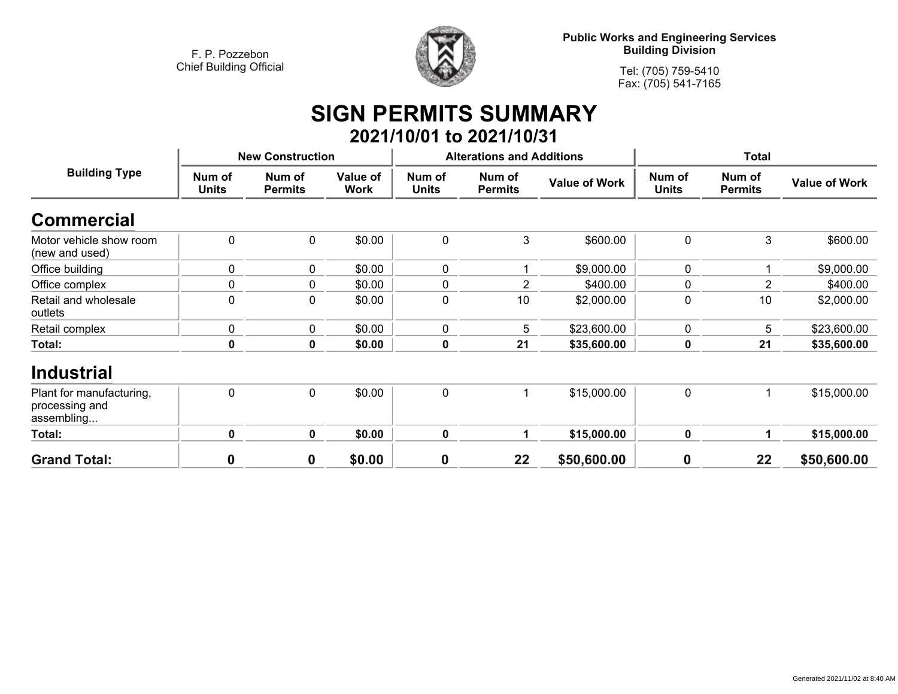F. P. Pozzebon
Chief Building Official

**Public Works and Engineering Services**
**Building Division**

Tel: (705) 759-5410
Fax: (705) 541-7165

# SIGN PERMITS SUMMARY

## 2021/10/01 to 2021/10/31

| Building Type | New Construction | | | Alterations and Additions | | | Total | | |
|---|---|---|---|---|---|---|---|---|---|
| | Num of Units | Num of Permits | Value of Work | Num of Units | Num of Permits | Value of Work | Num of Units | Num of Permits | Value of Work |
| **Commercial** | | | | | | | | | |
| Motor vehicle show room (new and used) | 0 | 0 | $0.00 | 0 | 3 | $600.00 | 0 | 3 | $600.00 |
| Office building | 0 | 0 | $0.00 | 0 | 1 | $9,000.00 | 0 | 1 | $9,000.00 |
| Office complex | 0 | 0 | $0.00 | 0 | 2 | $400.00 | 0 | 2 | $400.00 |
| Retail and wholesale outlets | 0 | 0 | $0.00 | 0 | 10 | $2,000.00 | 0 | 10 | $2,000.00 |
| Retail complex | 0 | 0 | $0.00 | 0 | 5 | $23,600.00 | 0 | 5 | $23,600.00 |
| **Total:** | **0** | **0** | **$0.00** | **0** | **21** | **$35,600.00** | **0** | **21** | **$35,600.00** |
| **Industrial** | | | | | | | | | |
| Plant for manufacturing, processing and assembling... | 0 | 0 | $0.00 | 0 | 1 | $15,000.00 | 0 | 1 | $15,000.00 |
| **Total:** | **0** | **0** | **$0.00** | **0** | **1** | **$15,000.00** | **0** | **1** | **$15,000.00** |
| **Grand Total:** | **0** | **0** | **$0.00** | **0** | **22** | **$50,600.00** | **0** | **22** | **$50,600.00** |

Generated 2021/11/02 at 8:40 AM